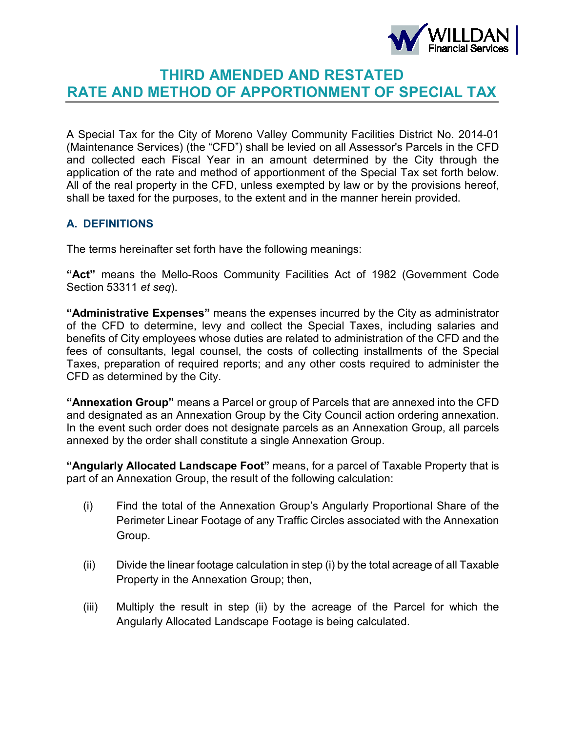# THIRD AMENDED AND RESTATED RATE AND METHOD OF APPORTIONMENT OF SPECIAL TAX

A Special Tax for the City of Moreno Valley Community Facilities District No. 2014-01 (Maintenance Services) (the "CFD") shall be levied on all Assessor's Parcels in the CFD and collected each Fiscal Year in an amount determined by the City through the application of the rate and method of apportionment of the Special Tax set forth below. All of the real property in the CFD, unless exempted by law or by the provisions hereof, shall be taxed for the purposes, to the extent and in the manner herein provided.

## A. DEFINITIONS

The terms hereinafter set forth have the following meanings:

**"Act"** means the Mello-Roos Community Facilities Act of 1982 (Government Code Section 53311 *et seq*).

**"Administrative Expenses"** means the expenses incurred by the City as administrator of the CFD to determine, levy and collect the Special Taxes, including salaries and benefits of City employees whose duties are related to administration of the CFD and the fees of consultants, legal counsel, the costs of collecting installments of the Special Taxes, preparation of required reports; and any other costs required to administer the CFD as determined by the City.

**"Annexation Group"** means a Parcel or group of Parcels that are annexed into the CFD and designated as an Annexation Group by the City Council action ordering annexation. In the event such order does not designate parcels as an Annexation Group, all parcels annexed by the order shall constitute a single Annexation Group.

**"Angularly Allocated Landscape Foot"** means, for a parcel of Taxable Property that is part of an Annexation Group, the result of the following calculation:

(i) Find the total of the Annexation Group's Angularly Proportional Share of the Perimeter Linear Footage of any Traffic Circles associated with the Annexation Group.

(ii) Divide the linear footage calculation in step (i) by the total acreage of all Taxable Property in the Annexation Group; then,

(iii) Multiply the result in step (ii) by the acreage of the Parcel for which the Angularly Allocated Landscape Footage is being calculated.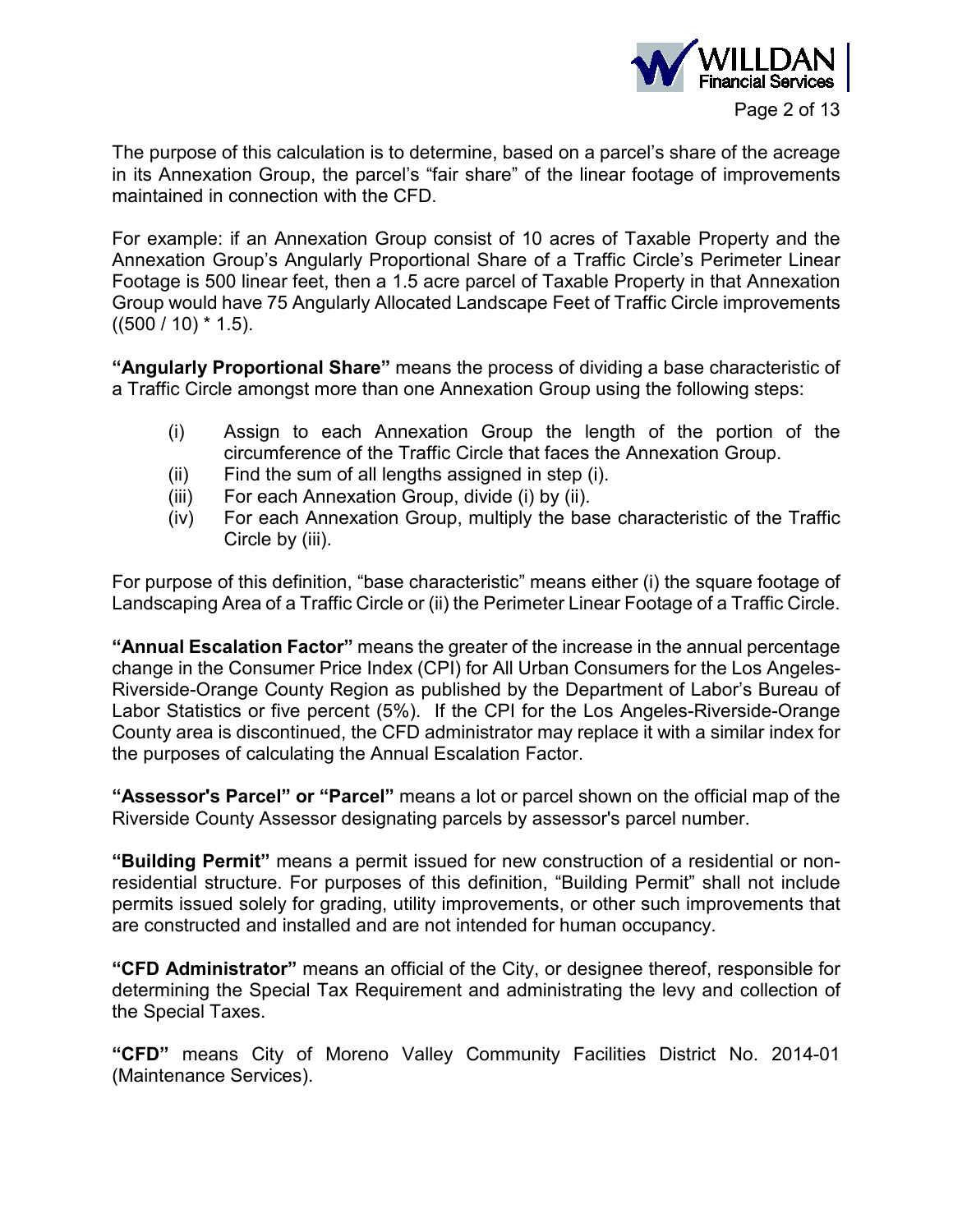The purpose of this calculation is to determine, based on a parcel's share of the acreage in its Annexation Group, the parcel's "fair share" of the linear footage of improvements maintained in connection with the CFD.

For example: if an Annexation Group consist of 10 acres of Taxable Property and the Annexation Group's Angularly Proportional Share of a Traffic Circle's Perimeter Linear Footage is 500 linear feet, then a 1.5 acre parcel of Taxable Property in that Annexation Group would have 75 Angularly Allocated Landscape Feet of Traffic Circle improvements ((500 / 10) * 1.5).

**"Angularly Proportional Share"** means the process of dividing a base characteristic of a Traffic Circle amongst more than one Annexation Group using the following steps:

- (i) Assign to each Annexation Group the length of the portion of the circumference of the Traffic Circle that faces the Annexation Group.
- (ii) Find the sum of all lengths assigned in step (i).
- (iii) For each Annexation Group, divide (i) by (ii).
- (iv) For each Annexation Group, multiply the base characteristic of the Traffic Circle by (iii).

For purpose of this definition, "base characteristic" means either (i) the square footage of Landscaping Area of a Traffic Circle or (ii) the Perimeter Linear Footage of a Traffic Circle.

**"Annual Escalation Factor"** means the greater of the increase in the annual percentage change in the Consumer Price Index (CPI) for All Urban Consumers for the Los Angeles-Riverside-Orange County Region as published by the Department of Labor's Bureau of Labor Statistics or five percent (5%). If the CPI for the Los Angeles-Riverside-Orange County area is discontinued, the CFD administrator may replace it with a similar index for the purposes of calculating the Annual Escalation Factor.

**"Assessor's Parcel" or "Parcel"** means a lot or parcel shown on the official map of the Riverside County Assessor designating parcels by assessor's parcel number.

**"Building Permit"** means a permit issued for new construction of a residential or non-residential structure. For purposes of this definition, "Building Permit" shall not include permits issued solely for grading, utility improvements, or other such improvements that are constructed and installed and are not intended for human occupancy.

**"CFD Administrator"** means an official of the City, or designee thereof, responsible for determining the Special Tax Requirement and administrating the levy and collection of the Special Taxes.

**"CFD"** means City of Moreno Valley Community Facilities District No. 2014-01 (Maintenance Services).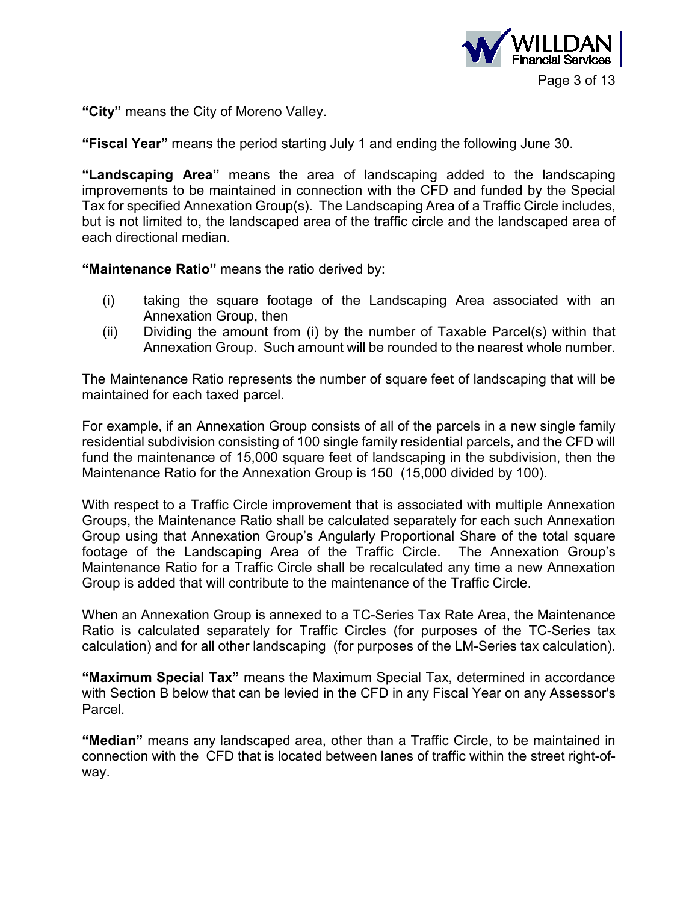**"City"** means the City of Moreno Valley.

**"Fiscal Year"** means the period starting July 1 and ending the following June 30.

**"Landscaping Area"** means the area of landscaping added to the landscaping improvements to be maintained in connection with the CFD and funded by the Special Tax for specified Annexation Group(s). The Landscaping Area of a Traffic Circle includes, but is not limited to, the landscaped area of the traffic circle and the landscaped area of each directional median.

**"Maintenance Ratio"** means the ratio derived by:

(i) taking the square footage of the Landscaping Area associated with an Annexation Group, then

(ii) Dividing the amount from (i) by the number of Taxable Parcel(s) within that Annexation Group. Such amount will be rounded to the nearest whole number.

The Maintenance Ratio represents the number of square feet of landscaping that will be maintained for each taxed parcel.

For example, if an Annexation Group consists of all of the parcels in a new single family residential subdivision consisting of 100 single family residential parcels, and the CFD will fund the maintenance of 15,000 square feet of landscaping in the subdivision, then the Maintenance Ratio for the Annexation Group is 150 (15,000 divided by 100).

With respect to a Traffic Circle improvement that is associated with multiple Annexation Groups, the Maintenance Ratio shall be calculated separately for each such Annexation Group using that Annexation Group's Angularly Proportional Share of the total square footage of the Landscaping Area of the Traffic Circle. The Annexation Group's Maintenance Ratio for a Traffic Circle shall be recalculated any time a new Annexation Group is added that will contribute to the maintenance of the Traffic Circle.

When an Annexation Group is annexed to a TC-Series Tax Rate Area, the Maintenance Ratio is calculated separately for Traffic Circles (for purposes of the TC-Series tax calculation) and for all other landscaping (for purposes of the LM-Series tax calculation).

**"Maximum Special Tax"** means the Maximum Special Tax, determined in accordance with Section B below that can be levied in the CFD in any Fiscal Year on any Assessor's Parcel.

**"Median"** means any landscaped area, other than a Traffic Circle, to be maintained in connection with the CFD that is located between lanes of traffic within the street right-of-way.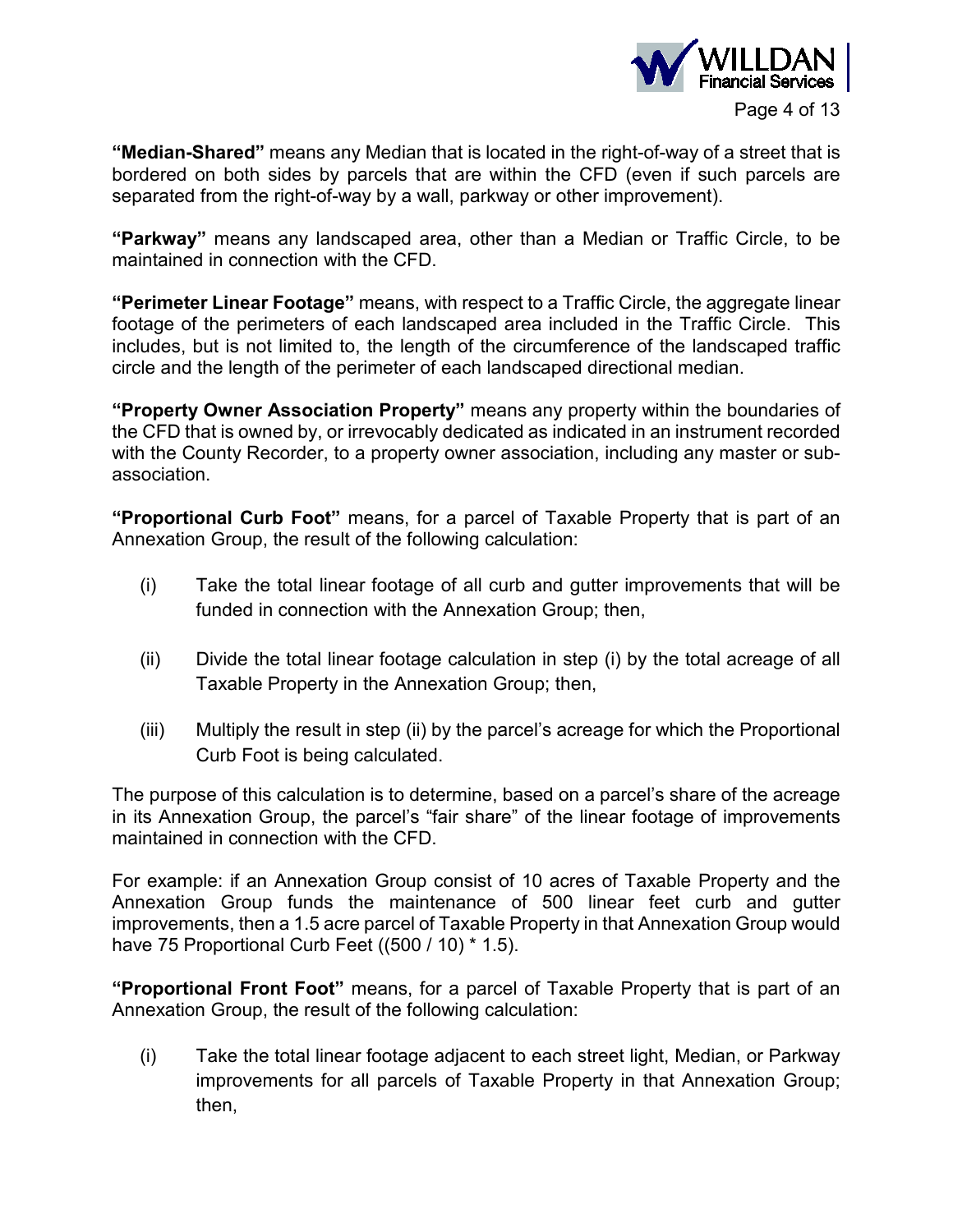**"Median-Shared"** means any Median that is located in the right-of-way of a street that is bordered on both sides by parcels that are within the CFD (even if such parcels are separated from the right-of-way by a wall, parkway or other improvement).

**"Parkway"** means any landscaped area, other than a Median or Traffic Circle, to be maintained in connection with the CFD.

**"Perimeter Linear Footage"** means, with respect to a Traffic Circle, the aggregate linear footage of the perimeters of each landscaped area included in the Traffic Circle. This includes, but is not limited to, the length of the circumference of the landscaped traffic circle and the length of the perimeter of each landscaped directional median.

**"Property Owner Association Property"** means any property within the boundaries of the CFD that is owned by, or irrevocably dedicated as indicated in an instrument recorded with the County Recorder, to a property owner association, including any master or sub-association.

**"Proportional Curb Foot"** means, for a parcel of Taxable Property that is part of an Annexation Group, the result of the following calculation:

(i) Take the total linear footage of all curb and gutter improvements that will be funded in connection with the Annexation Group; then,

(ii) Divide the total linear footage calculation in step (i) by the total acreage of all Taxable Property in the Annexation Group; then,

(iii) Multiply the result in step (ii) by the parcel's acreage for which the Proportional Curb Foot is being calculated.

The purpose of this calculation is to determine, based on a parcel's share of the acreage in its Annexation Group, the parcel's "fair share" of the linear footage of improvements maintained in connection with the CFD.

For example: if an Annexation Group consist of 10 acres of Taxable Property and the Annexation Group funds the maintenance of 500 linear feet curb and gutter improvements, then a 1.5 acre parcel of Taxable Property in that Annexation Group would have 75 Proportional Curb Feet ((500 / 10) * 1.5).

**"Proportional Front Foot"** means, for a parcel of Taxable Property that is part of an Annexation Group, the result of the following calculation:

(i) Take the total linear footage adjacent to each street light, Median, or Parkway improvements for all parcels of Taxable Property in that Annexation Group; then,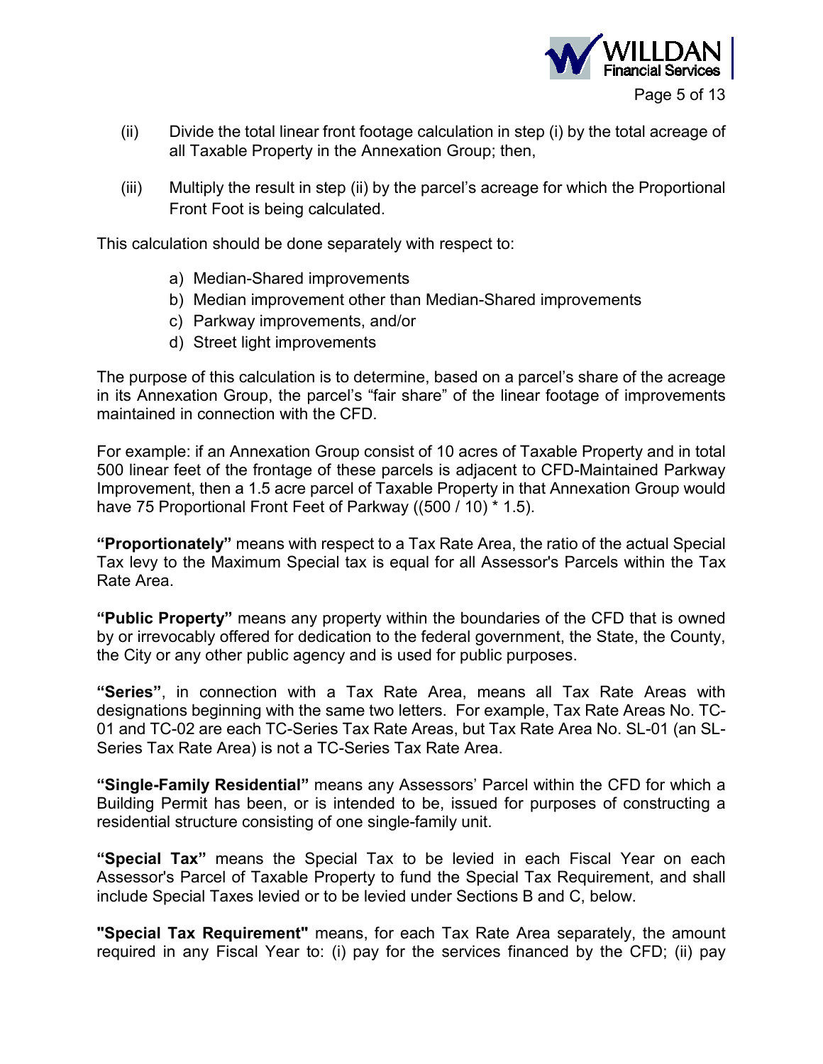(ii) Divide the total linear front footage calculation in step (i) by the total acreage of all Taxable Property in the Annexation Group; then,

(iii) Multiply the result in step (ii) by the parcel's acreage for which the Proportional Front Foot is being calculated.

This calculation should be done separately with respect to:

a) Median-Shared improvements
b) Median improvement other than Median-Shared improvements
c) Parkway improvements, and/or
d) Street light improvements

The purpose of this calculation is to determine, based on a parcel's share of the acreage in its Annexation Group, the parcel's "fair share" of the linear footage of improvements maintained in connection with the CFD.

For example: if an Annexation Group consist of 10 acres of Taxable Property and in total 500 linear feet of the frontage of these parcels is adjacent to CFD-Maintained Parkway Improvement, then a 1.5 acre parcel of Taxable Property in that Annexation Group would have 75 Proportional Front Feet of Parkway ((500 / 10) * 1.5).

**"Proportionately"** means with respect to a Tax Rate Area, the ratio of the actual Special Tax levy to the Maximum Special tax is equal for all Assessor's Parcels within the Tax Rate Area.

**"Public Property"** means any property within the boundaries of the CFD that is owned by or irrevocably offered for dedication to the federal government, the State, the County, the City or any other public agency and is used for public purposes.

**"Series"**, in connection with a Tax Rate Area, means all Tax Rate Areas with designations beginning with the same two letters. For example, Tax Rate Areas No. TC-01 and TC-02 are each TC-Series Tax Rate Areas, but Tax Rate Area No. SL-01 (an SL-Series Tax Rate Area) is not a TC-Series Tax Rate Area.

**"Single-Family Residential"** means any Assessors' Parcel within the CFD for which a Building Permit has been, or is intended to be, issued for purposes of constructing a residential structure consisting of one single-family unit.

**"Special Tax"** means the Special Tax to be levied in each Fiscal Year on each Assessor's Parcel of Taxable Property to fund the Special Tax Requirement, and shall include Special Taxes levied or to be levied under Sections B and C, below.

**"Special Tax Requirement"** means, for each Tax Rate Area separately, the amount required in any Fiscal Year to: (i) pay for the services financed by the CFD; (ii) pay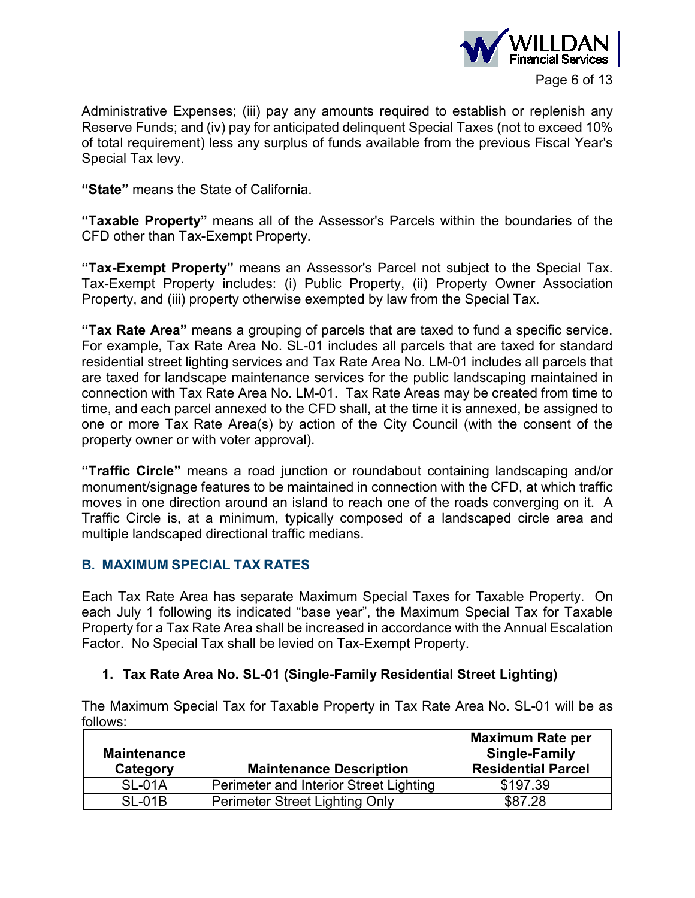Administrative Expenses; (iii) pay any amounts required to establish or replenish any Reserve Funds; and (iv) pay for anticipated delinquent Special Taxes (not to exceed 10% of total requirement) less any surplus of funds available from the previous Fiscal Year's Special Tax levy.

**"State"** means the State of California.

**"Taxable Property"** means all of the Assessor's Parcels within the boundaries of the CFD other than Tax-Exempt Property.

**"Tax-Exempt Property"** means an Assessor's Parcel not subject to the Special Tax. Tax-Exempt Property includes: (i) Public Property, (ii) Property Owner Association Property, and (iii) property otherwise exempted by law from the Special Tax.

**"Tax Rate Area"** means a grouping of parcels that are taxed to fund a specific service. For example, Tax Rate Area No. SL-01 includes all parcels that are taxed for standard residential street lighting services and Tax Rate Area No. LM-01 includes all parcels that are taxed for landscape maintenance services for the public landscaping maintained in connection with Tax Rate Area No. LM-01. Tax Rate Areas may be created from time to time, and each parcel annexed to the CFD shall, at the time it is annexed, be assigned to one or more Tax Rate Area(s) by action of the City Council (with the consent of the property owner or with voter approval).

**"Traffic Circle"** means a road junction or roundabout containing landscaping and/or monument/signage features to be maintained in connection with the CFD, at which traffic moves in one direction around an island to reach one of the roads converging on it. A Traffic Circle is, at a minimum, typically composed of a landscaped circle area and multiple landscaped directional traffic medians.

## B. MAXIMUM SPECIAL TAX RATES

Each Tax Rate Area has separate Maximum Special Taxes for Taxable Property. On each July 1 following its indicated "base year", the Maximum Special Tax for Taxable Property for a Tax Rate Area shall be increased in accordance with the Annual Escalation Factor. No Special Tax shall be levied on Tax-Exempt Property.

### 1. Tax Rate Area No. SL-01 (Single-Family Residential Street Lighting)

The Maximum Special Tax for Taxable Property in Tax Rate Area No. SL-01 will be as follows:

| Maintenance Category | Maintenance Description | Maximum Rate per Single-Family Residential Parcel |
|---|---|---|
| SL-01A | Perimeter and Interior Street Lighting | $197.39 |
| SL-01B | Perimeter Street Lighting Only | $87.28 |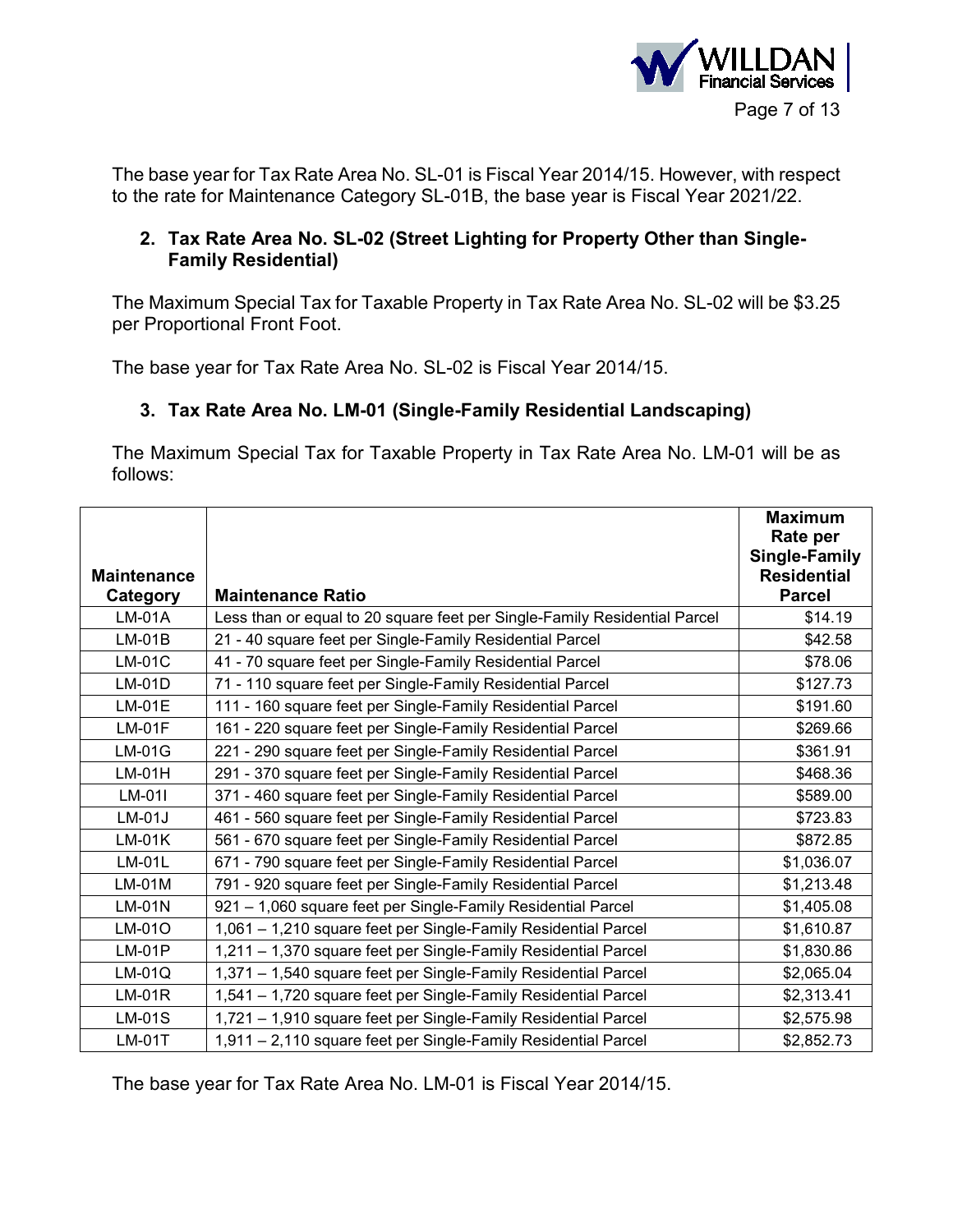The base year for Tax Rate Area No. SL-01 is Fiscal Year 2014/15. However, with respect to the rate for Maintenance Category SL-01B, the base year is Fiscal Year 2021/22.

### 2. Tax Rate Area No. SL-02 (Street Lighting for Property Other than Single-Family Residential)

The Maximum Special Tax for Taxable Property in Tax Rate Area No. SL-02 will be $3.25 per Proportional Front Foot.

The base year for Tax Rate Area No. SL-02 is Fiscal Year 2014/15.

### 3. Tax Rate Area No. LM-01 (Single-Family Residential Landscaping)

The Maximum Special Tax for Taxable Property in Tax Rate Area No. LM-01 will be as follows:

| Maintenance Category | Maintenance Ratio | Maximum Rate per Single-Family Residential Parcel |
|---|---|---|
| LM-01A | Less than or equal to 20 square feet per Single-Family Residential Parcel | $14.19 |
| LM-01B | 21 - 40 square feet per Single-Family Residential Parcel | $42.58 |
| LM-01C | 41 - 70 square feet per Single-Family Residential Parcel | $78.06 |
| LM-01D | 71 - 110 square feet per Single-Family Residential Parcel | $127.73 |
| LM-01E | 111 - 160 square feet per Single-Family Residential Parcel | $191.60 |
| LM-01F | 161 - 220 square feet per Single-Family Residential Parcel | $269.66 |
| LM-01G | 221 - 290 square feet per Single-Family Residential Parcel | $361.91 |
| LM-01H | 291 - 370 square feet per Single-Family Residential Parcel | $468.36 |
| LM-01I | 371 - 460 square feet per Single-Family Residential Parcel | $589.00 |
| LM-01J | 461 - 560 square feet per Single-Family Residential Parcel | $723.83 |
| LM-01K | 561 - 670 square feet per Single-Family Residential Parcel | $872.85 |
| LM-01L | 671 - 790 square feet per Single-Family Residential Parcel | $1,036.07 |
| LM-01M | 791 - 920 square feet per Single-Family Residential Parcel | $1,213.48 |
| LM-01N | 921 – 1,060 square feet per Single-Family Residential Parcel | $1,405.08 |
| LM-01O | 1,061 – 1,210 square feet per Single-Family Residential Parcel | $1,610.87 |
| LM-01P | 1,211 – 1,370 square feet per Single-Family Residential Parcel | $1,830.86 |
| LM-01Q | 1,371 – 1,540 square feet per Single-Family Residential Parcel | $2,065.04 |
| LM-01R | 1,541 – 1,720 square feet per Single-Family Residential Parcel | $2,313.41 |
| LM-01S | 1,721 – 1,910 square feet per Single-Family Residential Parcel | $2,575.98 |
| LM-01T | 1,911 – 2,110 square feet per Single-Family Residential Parcel | $2,852.73 |

The base year for Tax Rate Area No. LM-01 is Fiscal Year 2014/15.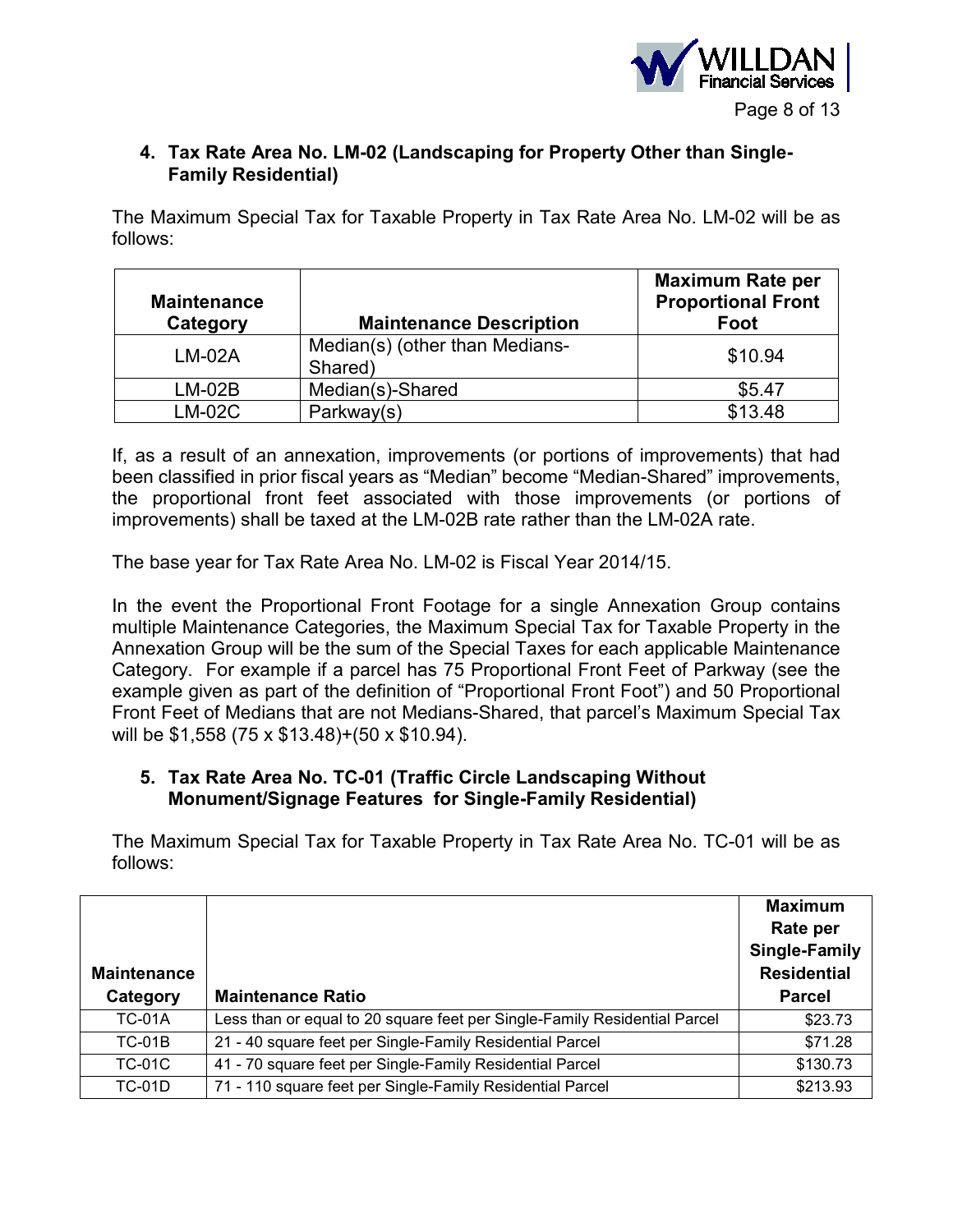### 4. Tax Rate Area No. LM-02 (Landscaping for Property Other than Single-Family Residential)

The Maximum Special Tax for Taxable Property in Tax Rate Area No. LM-02 will be as follows:

| Maintenance Category | Maintenance Description | Maximum Rate per Proportional Front Foot |
|---|---|---|
| LM-02A | Median(s) (other than Medians-Shared) | $10.94 |
| LM-02B | Median(s)-Shared | $5.47 |
| LM-02C | Parkway(s) | $13.48 |

If, as a result of an annexation, improvements (or portions of improvements) that had been classified in prior fiscal years as "Median" become "Median-Shared" improvements, the proportional front feet associated with those improvements (or portions of improvements) shall be taxed at the LM-02B rate rather than the LM-02A rate.

The base year for Tax Rate Area No. LM-02 is Fiscal Year 2014/15.

In the event the Proportional Front Footage for a single Annexation Group contains multiple Maintenance Categories, the Maximum Special Tax for Taxable Property in the Annexation Group will be the sum of the Special Taxes for each applicable Maintenance Category. For example if a parcel has 75 Proportional Front Feet of Parkway (see the example given as part of the definition of "Proportional Front Foot") and 50 Proportional Front Feet of Medians that are not Medians-Shared, that parcel's Maximum Special Tax will be $1,558 (75 x $13.48)+(50 x $10.94).

### 5. Tax Rate Area No. TC-01 (Traffic Circle Landscaping Without Monument/Signage Features for Single-Family Residential)

The Maximum Special Tax for Taxable Property in Tax Rate Area No. TC-01 will be as follows:

| Maintenance Category | Maintenance Ratio | Maximum Rate per Single-Family Residential Parcel |
|---|---|---|
| TC-01A | Less than or equal to 20 square feet per Single-Family Residential Parcel | $23.73 |
| TC-01B | 21 - 40 square feet per Single-Family Residential Parcel | $71.28 |
| TC-01C | 41 - 70 square feet per Single-Family Residential Parcel | $130.73 |
| TC-01D | 71 - 110 square feet per Single-Family Residential Parcel | $213.93 |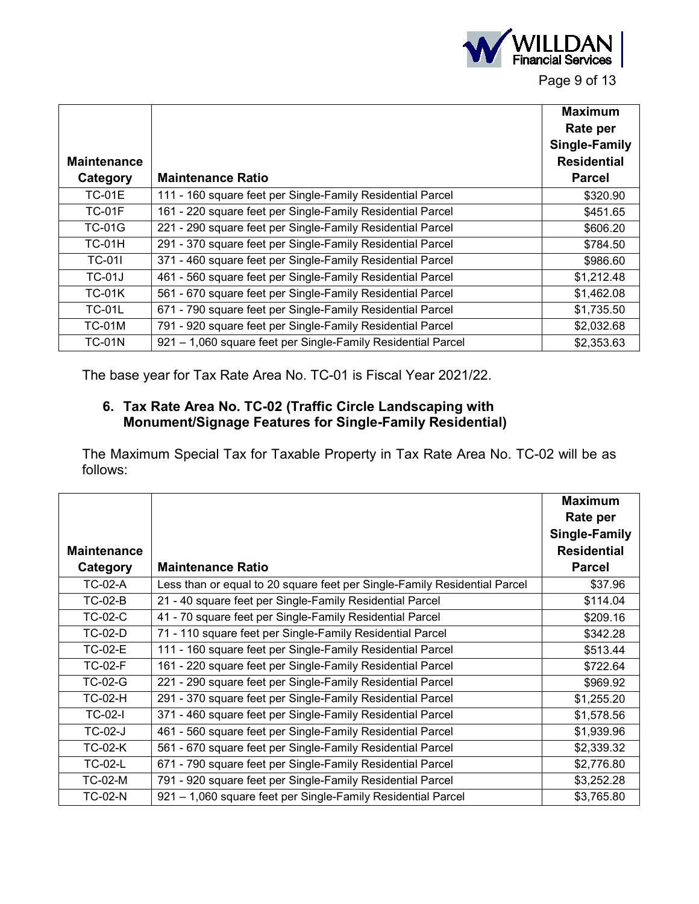| Maintenance Category | Maintenance Ratio | Maximum Rate per Single-Family Residential Parcel |
|---|---|---|
| TC-01E | 111 - 160 square feet per Single-Family Residential Parcel | $320.90 |
| TC-01F | 161 - 220 square feet per Single-Family Residential Parcel | $451.65 |
| TC-01G | 221 - 290 square feet per Single-Family Residential Parcel | $606.20 |
| TC-01H | 291 - 370 square feet per Single-Family Residential Parcel | $784.50 |
| TC-01I | 371 - 460 square feet per Single-Family Residential Parcel | $986.60 |
| TC-01J | 461 - 560 square feet per Single-Family Residential Parcel | $1,212.48 |
| TC-01K | 561 - 670 square feet per Single-Family Residential Parcel | $1,462.08 |
| TC-01L | 671 - 790 square feet per Single-Family Residential Parcel | $1,735.50 |
| TC-01M | 791 - 920 square feet per Single-Family Residential Parcel | $2,032.68 |
| TC-01N | 921 – 1,060 square feet per Single-Family Residential Parcel | $2,353.63 |

The base year for Tax Rate Area No. TC-01 is Fiscal Year 2021/22.

### 6. Tax Rate Area No. TC-02 (Traffic Circle Landscaping with Monument/Signage Features for Single-Family Residential)

The Maximum Special Tax for Taxable Property in Tax Rate Area No. TC-02 will be as follows:

| Maintenance Category | Maintenance Ratio | Maximum Rate per Single-Family Residential Parcel |
|---|---|---|
| TC-02-A | Less than or equal to 20 square feet per Single-Family Residential Parcel | $37.96 |
| TC-02-B | 21 - 40 square feet per Single-Family Residential Parcel | $114.04 |
| TC-02-C | 41 - 70 square feet per Single-Family Residential Parcel | $209.16 |
| TC-02-D | 71 - 110 square feet per Single-Family Residential Parcel | $342.28 |
| TC-02-E | 111 - 160 square feet per Single-Family Residential Parcel | $513.44 |
| TC-02-F | 161 - 220 square feet per Single-Family Residential Parcel | $722.64 |
| TC-02-G | 221 - 290 square feet per Single-Family Residential Parcel | $969.92 |
| TC-02-H | 291 - 370 square feet per Single-Family Residential Parcel | $1,255.20 |
| TC-02-I | 371 - 460 square feet per Single-Family Residential Parcel | $1,578.56 |
| TC-02-J | 461 - 560 square feet per Single-Family Residential Parcel | $1,939.96 |
| TC-02-K | 561 - 670 square feet per Single-Family Residential Parcel | $2,339.32 |
| TC-02-L | 671 - 790 square feet per Single-Family Residential Parcel | $2,776.80 |
| TC-02-M | 791 - 920 square feet per Single-Family Residential Parcel | $3,252.28 |
| TC-02-N | 921 – 1,060 square feet per Single-Family Residential Parcel | $3,765.80 |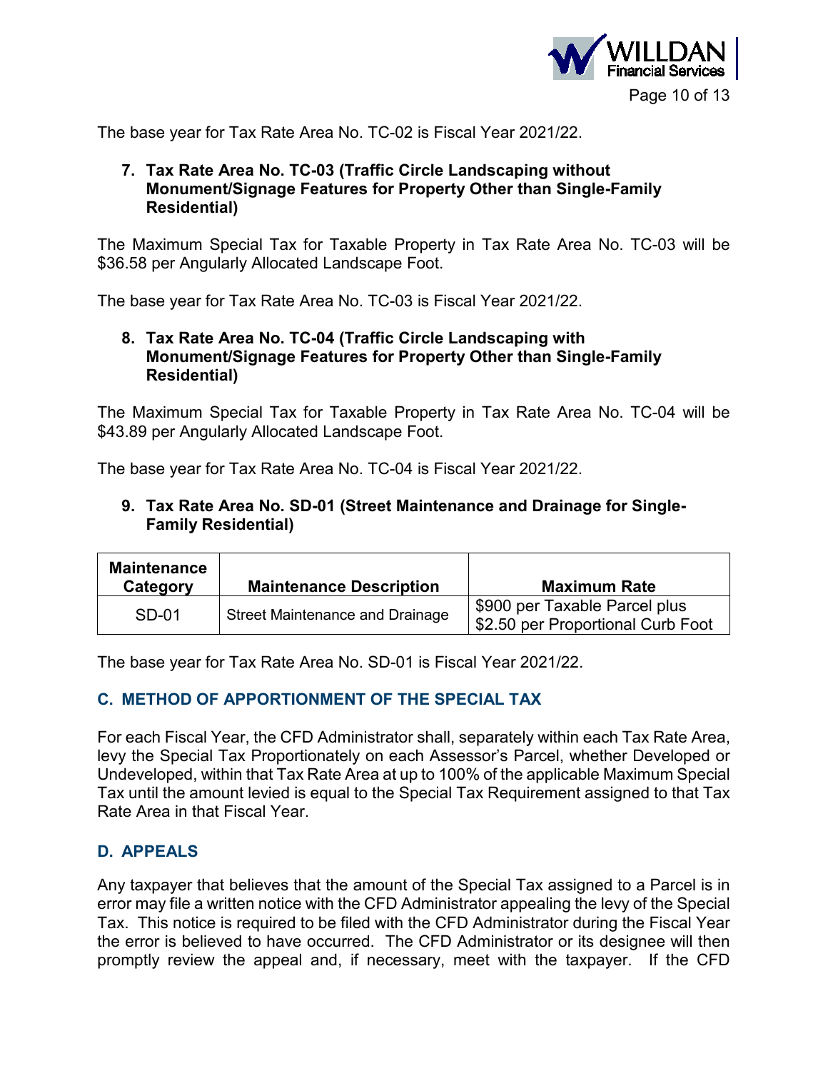The base year for Tax Rate Area No. TC-02 is Fiscal Year 2021/22.

**7. Tax Rate Area No. TC-03 (Traffic Circle Landscaping without Monument/Signage Features for Property Other than Single-Family Residential)**

The Maximum Special Tax for Taxable Property in Tax Rate Area No. TC-03 will be $36.58 per Angularly Allocated Landscape Foot.

The base year for Tax Rate Area No. TC-03 is Fiscal Year 2021/22.

**8. Tax Rate Area No. TC-04 (Traffic Circle Landscaping with Monument/Signage Features for Property Other than Single-Family Residential)**

The Maximum Special Tax for Taxable Property in Tax Rate Area No. TC-04 will be $43.89 per Angularly Allocated Landscape Foot.

The base year for Tax Rate Area No. TC-04 is Fiscal Year 2021/22.

**9. Tax Rate Area No. SD-01 (Street Maintenance and Drainage for Single-Family Residential)**

| Maintenance Category | Maintenance Description | Maximum Rate |
|---|---|---|
| SD-01 | Street Maintenance and Drainage | $900 per Taxable Parcel plus $2.50 per Proportional Curb Foot |

The base year for Tax Rate Area No. SD-01 is Fiscal Year 2021/22.

## C. METHOD OF APPORTIONMENT OF THE SPECIAL TAX

For each Fiscal Year, the CFD Administrator shall, separately within each Tax Rate Area, levy the Special Tax Proportionately on each Assessor's Parcel, whether Developed or Undeveloped, within that Tax Rate Area at up to 100% of the applicable Maximum Special Tax until the amount levied is equal to the Special Tax Requirement assigned to that Tax Rate Area in that Fiscal Year.

## D. APPEALS

Any taxpayer that believes that the amount of the Special Tax assigned to a Parcel is in error may file a written notice with the CFD Administrator appealing the levy of the Special Tax. This notice is required to be filed with the CFD Administrator during the Fiscal Year the error is believed to have occurred. The CFD Administrator or its designee will then promptly review the appeal and, if necessary, meet with the taxpayer. If the CFD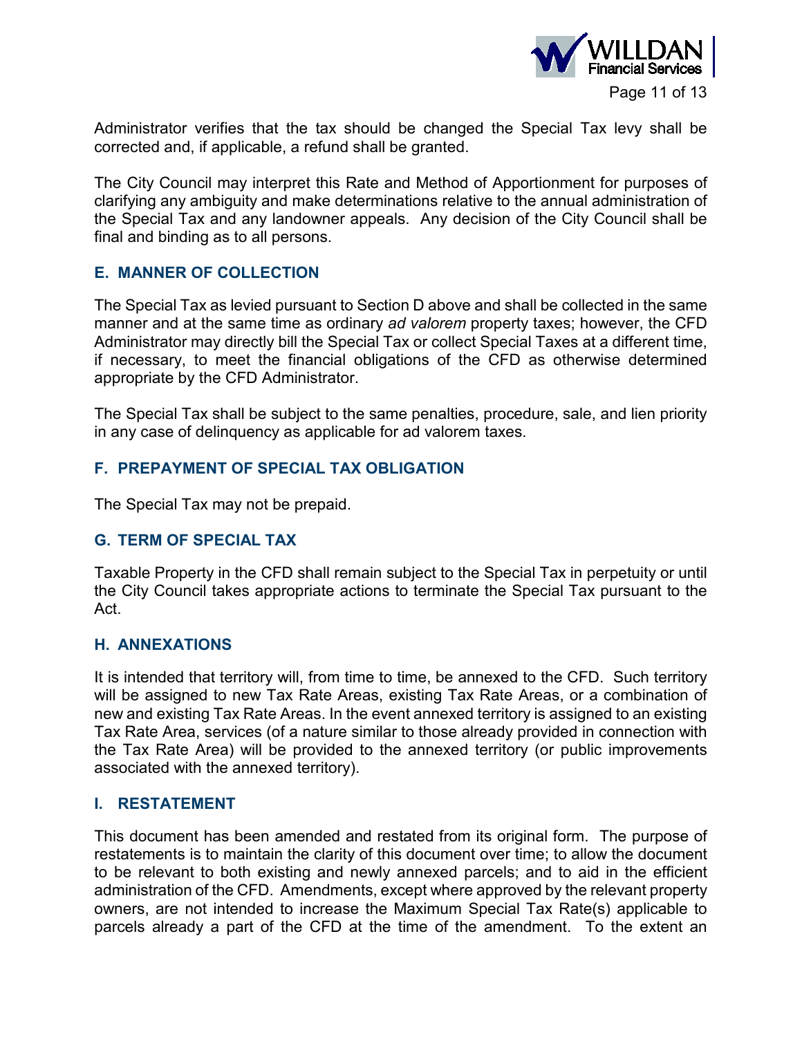Administrator verifies that the tax should be changed the Special Tax levy shall be corrected and, if applicable, a refund shall be granted.

The City Council may interpret this Rate and Method of Apportionment for purposes of clarifying any ambiguity and make determinations relative to the annual administration of the Special Tax and any landowner appeals. Any decision of the City Council shall be final and binding as to all persons.

## E. MANNER OF COLLECTION

The Special Tax as levied pursuant to Section D above and shall be collected in the same manner and at the same time as ordinary *ad valorem* property taxes; however, the CFD Administrator may directly bill the Special Tax or collect Special Taxes at a different time, if necessary, to meet the financial obligations of the CFD as otherwise determined appropriate by the CFD Administrator.

The Special Tax shall be subject to the same penalties, procedure, sale, and lien priority in any case of delinquency as applicable for ad valorem taxes.

## F. PREPAYMENT OF SPECIAL TAX OBLIGATION

The Special Tax may not be prepaid.

## G. TERM OF SPECIAL TAX

Taxable Property in the CFD shall remain subject to the Special Tax in perpetuity or until the City Council takes appropriate actions to terminate the Special Tax pursuant to the Act.

## H. ANNEXATIONS

It is intended that territory will, from time to time, be annexed to the CFD. Such territory will be assigned to new Tax Rate Areas, existing Tax Rate Areas, or a combination of new and existing Tax Rate Areas. In the event annexed territory is assigned to an existing Tax Rate Area, services (of a nature similar to those already provided in connection with the Tax Rate Area) will be provided to the annexed territory (or public improvements associated with the annexed territory).

## I. RESTATEMENT

This document has been amended and restated from its original form. The purpose of restatements is to maintain the clarity of this document over time; to allow the document to be relevant to both existing and newly annexed parcels; and to aid in the efficient administration of the CFD. Amendments, except where approved by the relevant property owners, are not intended to increase the Maximum Special Tax Rate(s) applicable to parcels already a part of the CFD at the time of the amendment. To the extent an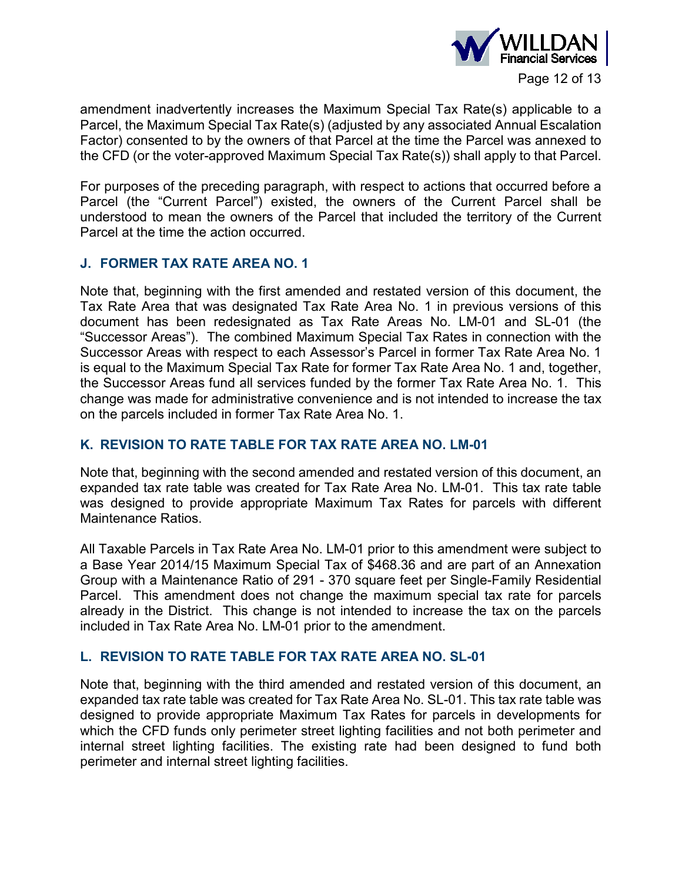amendment inadvertently increases the Maximum Special Tax Rate(s) applicable to a Parcel, the Maximum Special Tax Rate(s) (adjusted by any associated Annual Escalation Factor) consented to by the owners of that Parcel at the time the Parcel was annexed to the CFD (or the voter-approved Maximum Special Tax Rate(s)) shall apply to that Parcel.

For purposes of the preceding paragraph, with respect to actions that occurred before a Parcel (the "Current Parcel") existed, the owners of the Current Parcel shall be understood to mean the owners of the Parcel that included the territory of the Current Parcel at the time the action occurred.

## J. FORMER TAX RATE AREA NO. 1

Note that, beginning with the first amended and restated version of this document, the Tax Rate Area that was designated Tax Rate Area No. 1 in previous versions of this document has been redesignated as Tax Rate Areas No. LM-01 and SL-01 (the "Successor Areas"). The combined Maximum Special Tax Rates in connection with the Successor Areas with respect to each Assessor's Parcel in former Tax Rate Area No. 1 is equal to the Maximum Special Tax Rate for former Tax Rate Area No. 1 and, together, the Successor Areas fund all services funded by the former Tax Rate Area No. 1. This change was made for administrative convenience and is not intended to increase the tax on the parcels included in former Tax Rate Area No. 1.

## K. REVISION TO RATE TABLE FOR TAX RATE AREA NO. LM-01

Note that, beginning with the second amended and restated version of this document, an expanded tax rate table was created for Tax Rate Area No. LM-01. This tax rate table was designed to provide appropriate Maximum Tax Rates for parcels with different Maintenance Ratios.

All Taxable Parcels in Tax Rate Area No. LM-01 prior to this amendment were subject to a Base Year 2014/15 Maximum Special Tax of $468.36 and are part of an Annexation Group with a Maintenance Ratio of 291 - 370 square feet per Single-Family Residential Parcel. This amendment does not change the maximum special tax rate for parcels already in the District. This change is not intended to increase the tax on the parcels included in Tax Rate Area No. LM-01 prior to the amendment.

## L. REVISION TO RATE TABLE FOR TAX RATE AREA NO. SL-01

Note that, beginning with the third amended and restated version of this document, an expanded tax rate table was created for Tax Rate Area No. SL-01. This tax rate table was designed to provide appropriate Maximum Tax Rates for parcels in developments for which the CFD funds only perimeter street lighting facilities and not both perimeter and internal street lighting facilities. The existing rate had been designed to fund both perimeter and internal street lighting facilities.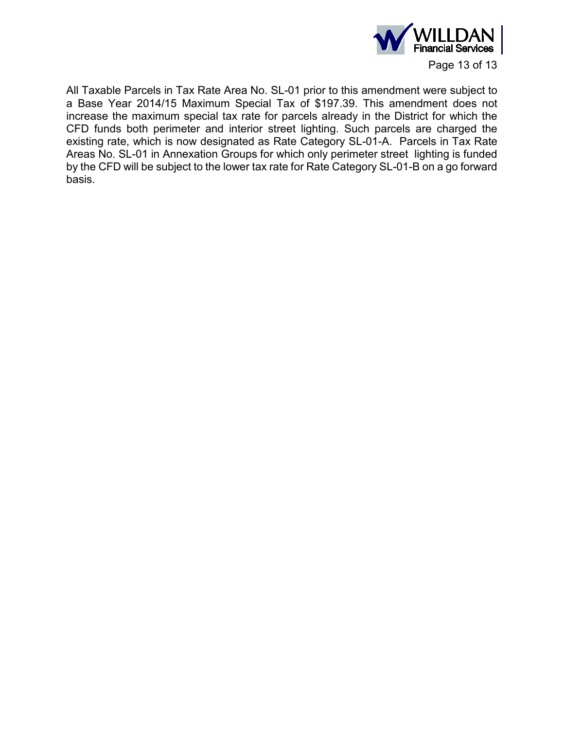All Taxable Parcels in Tax Rate Area No. SL-01 prior to this amendment were subject to a Base Year 2014/15 Maximum Special Tax of $197.39. This amendment does not increase the maximum special tax rate for parcels already in the District for which the CFD funds both perimeter and interior street lighting. Such parcels are charged the existing rate, which is now designated as Rate Category SL-01-A. Parcels in Tax Rate Areas No. SL-01 in Annexation Groups for which only perimeter street lighting is funded by the CFD will be subject to the lower tax rate for Rate Category SL-01-B on a go forward basis.